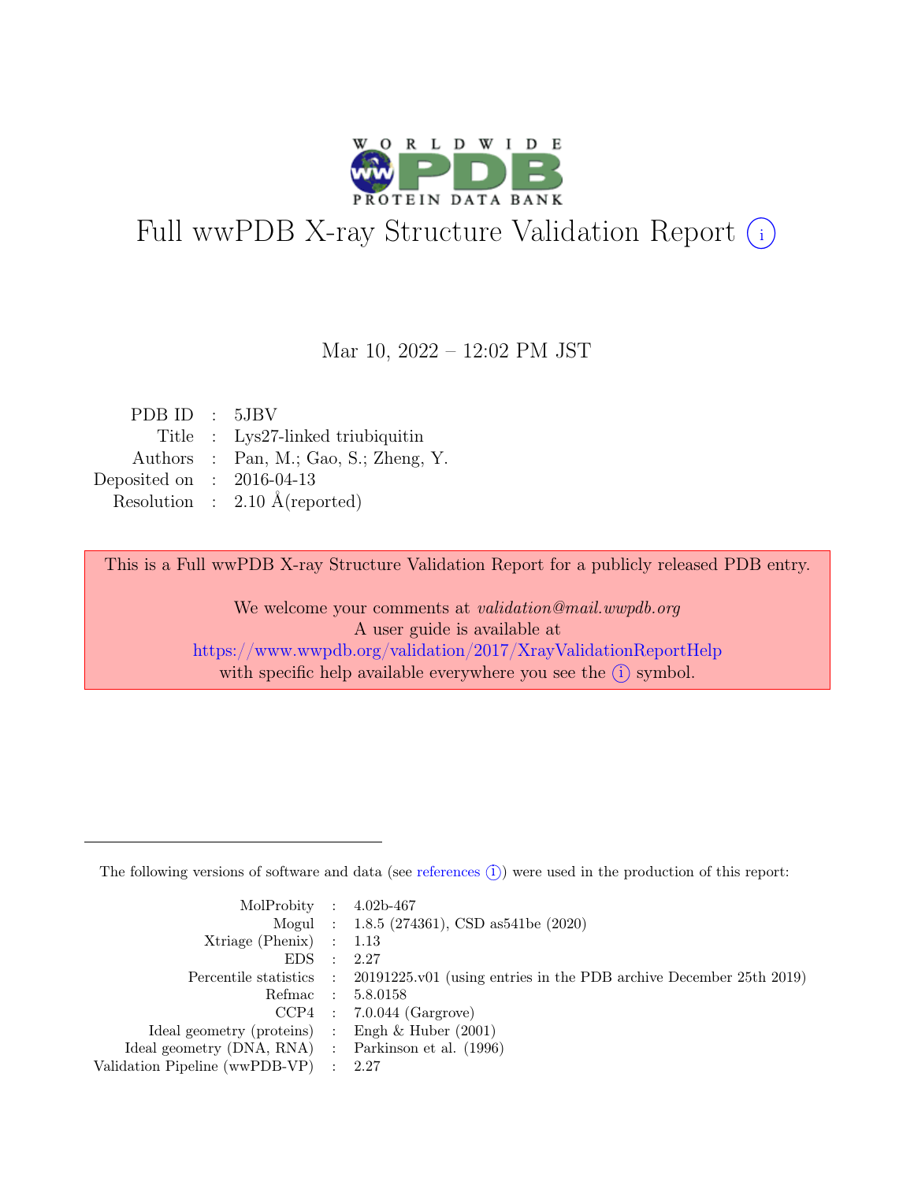# Full wwPDB X-ray Structure Validation Report (i)

Mar 10, 2022 – 12:02 PM JST

| | | |
|---|---|---|
| PDB ID | : | 5JBV |
| Title | : | Lys27-linked triubiquitin |
| Authors | : | Pan, M.; Gao, S.; Zheng, Y. |
| Deposited on | : | 2016-04-13 |
| Resolution | : | 2.10 Å(reported) |

This is a Full wwPDB X-ray Structure Validation Report for a publicly released PDB entry.

We welcome your comments at *validation@mail.wwpdb.org*
A user guide is available at
https://www.wwpdb.org/validation/2017/XrayValidationReportHelp
with specific help available everywhere you see the (i) symbol.

The following versions of software and data (see references (i)) were used in the production of this report:

| | | |
|---|---|---|
| MolProbity | : | 4.02b-467 |
| Mogul | : | 1.8.5 (274361), CSD as541be (2020) |
| Xtriage (Phenix) | : | 1.13 |
| EDS | : | 2.27 |
| Percentile statistics | : | 20191225.v01 (using entries in the PDB archive December 25th 2019) |
| Refmac | : | 5.8.0158 |
| CCP4 | : | 7.0.044 (Gargrove) |
| Ideal geometry (proteins) | : | Engh & Huber (2001) |
| Ideal geometry (DNA, RNA) | : | Parkinson et al. (1996) |
| Validation Pipeline (wwPDB-VP) | : | 2.27 |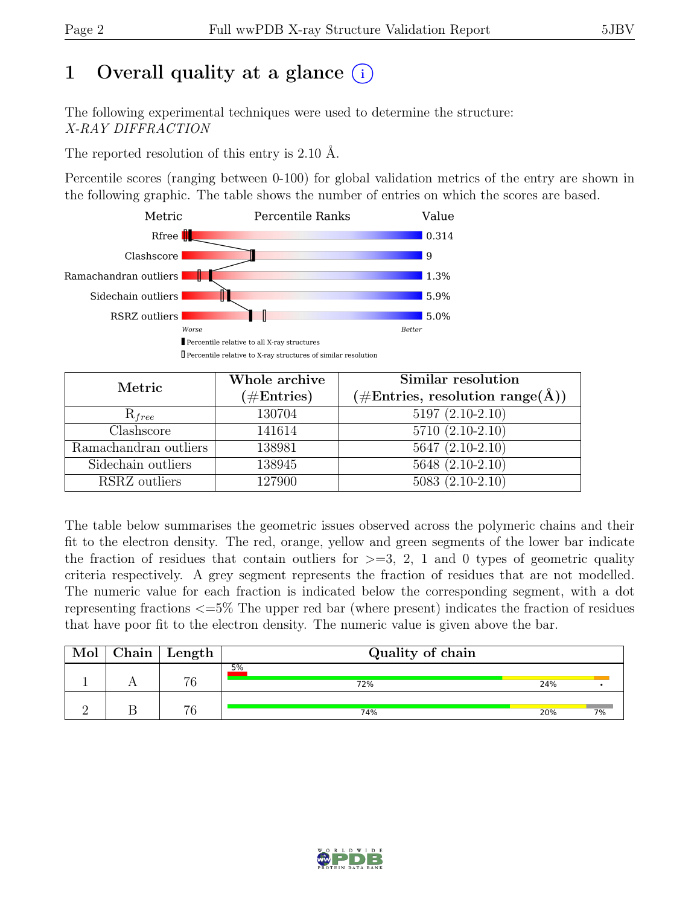# 1 Overall quality at a glance (i)

The following experimental techniques were used to determine the structure:
*X-RAY DIFFRACTION*

The reported resolution of this entry is 2.10 Å.

Percentile scores (ranging between 0-100) for global validation metrics of the entry are shown in the following graphic. The table shows the number of entries on which the scores are based.

| Metric | Value |
|---|---|
| Rfree | 0.314 |
| Clashscore | 9 |
| Ramachandran outliers | 1.3% |
| Sidechain outliers | 5.9% |
| RSRZ outliers | 5.0% |

Worse — Better

▮ Percentile relative to all X-ray structures
▯ Percentile relative to X-ray structures of similar resolution

| Metric | Whole archive (#Entries) | Similar resolution (#Entries, resolution range(Å)) |
|---|---|---|
| $R_{free}$ | 130704 | 5197 (2.10-2.10) |
| Clashscore | 141614 | 5710 (2.10-2.10) |
| Ramachandran outliers | 138981 | 5647 (2.10-2.10) |
| Sidechain outliers | 138945 | 5648 (2.10-2.10) |
| RSRZ outliers | 127900 | 5083 (2.10-2.10) |

The table below summarises the geometric issues observed across the polymeric chains and their fit to the electron density. The red, orange, yellow and green segments of the lower bar indicate the fraction of residues that contain outliers for >=3, 2, 1 and 0 types of geometric quality criteria respectively. A grey segment represents the fraction of residues that are not modelled. The numeric value for each fraction is indicated below the corresponding segment, with a dot representing fractions <=5% The upper red bar (where present) indicates the fraction of residues that have poor fit to the electron density. The numeric value is given above the bar.

| Mol | Chain | Length | Quality of chain |
|---|---|---|---|
| 1 | A | 76 | 5% (poor fit); 72%, 24%, • |
| 2 | B | 76 | 74%, 20%, 7% |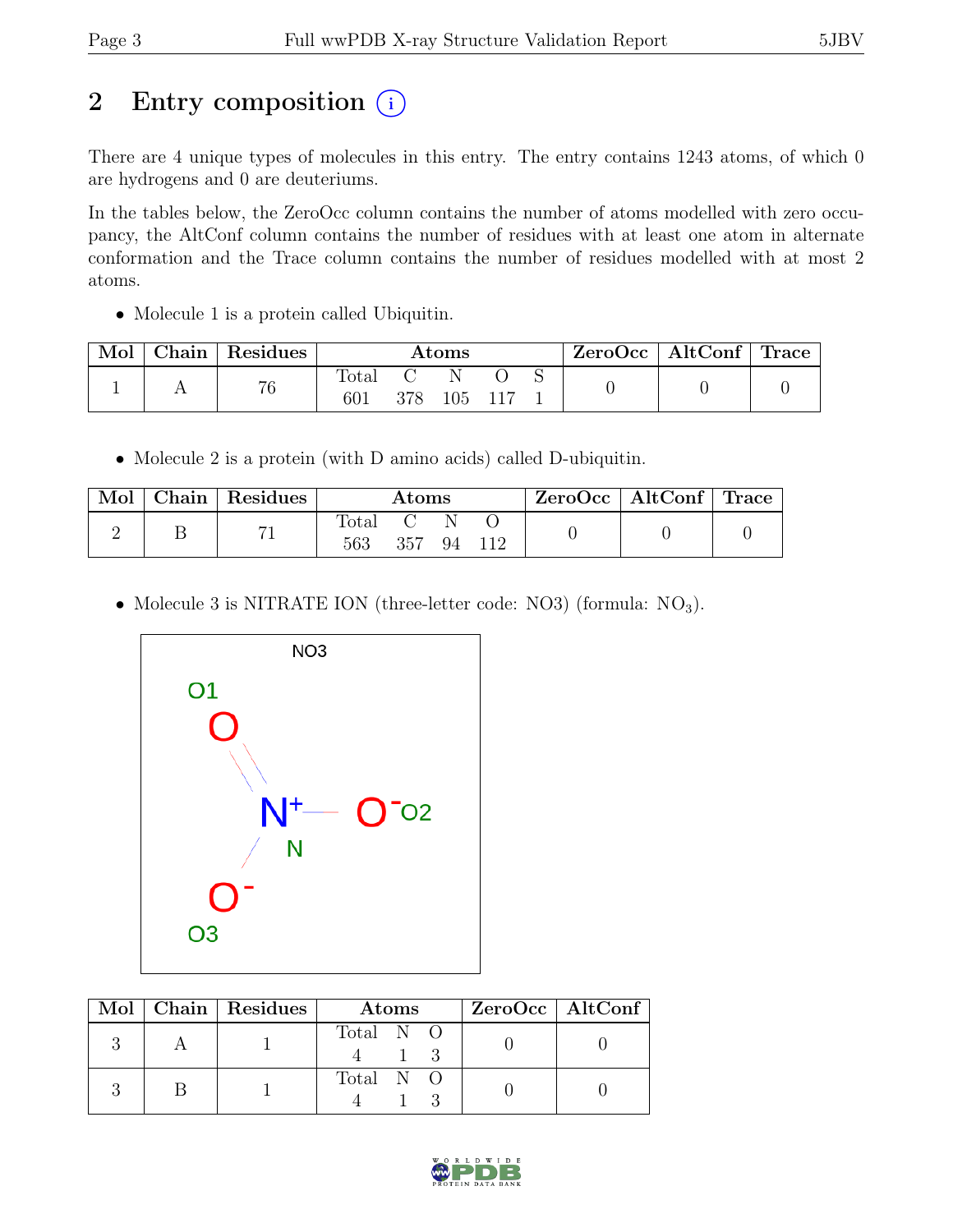# 2 Entry composition (i)

There are 4 unique types of molecules in this entry. The entry contains 1243 atoms, of which 0 are hydrogens and 0 are deuteriums.

In the tables below, the ZeroOcc column contains the number of atoms modelled with zero occupancy, the AltConf column contains the number of residues with at least one atom in alternate conformation and the Trace column contains the number of residues modelled with at most 2 atoms.

- Molecule 1 is a protein called Ubiquitin.

| Mol | Chain | Residues | Atoms | | | | | ZeroOcc | AltConf | Trace |
|---|---|---|---|---|---|---|---|---|---|---|
| | | | Total | C | N | O | S | | | |
| 1 | A | 76 | 601 | 378 | 105 | 117 | 1 | 0 | 0 | 0 |

- Molecule 2 is a protein (with D amino acids) called D-ubiquitin.

| Mol | Chain | Residues | Atoms | | | | ZeroOcc | AltConf | Trace |
|---|---|---|---|---|---|---|---|---|---|
| | | | Total | C | N | O | | | |
| 2 | B | 71 | 563 | 357 | 94 | 112 | 0 | 0 | 0 |

- Molecule 3 is NITRATE ION (three-letter code: NO3) (formula: $NO_3$).

| Mol | Chain | Residues | Atoms | | | ZeroOcc | AltConf |
|---|---|---|---|---|---|---|---|
| | | | Total | N | O | | |
| 3 | A | 1 | 4 | 1 | 3 | 0 | 0 |
| 3 | B | 1 | 4 | 1 | 3 | 0 | 0 |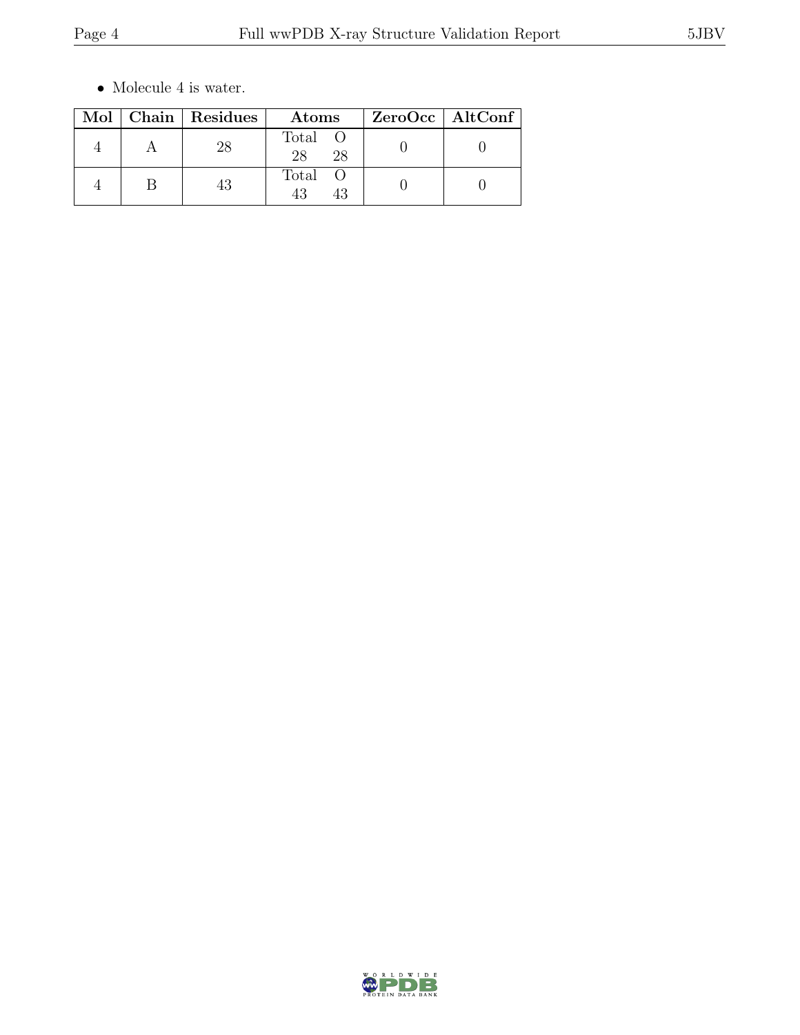- Molecule 4 is water.

| Mol | Chain | Residues | Atoms | | ZeroOcc | AltConf |
|---|---|---|---|---|---|---|
| 4 | A | 28 | Total<br>28 | O<br>28 | 0 | 0 |
| 4 | B | 43 | Total<br>43 | O<br>43 | 0 | 0 |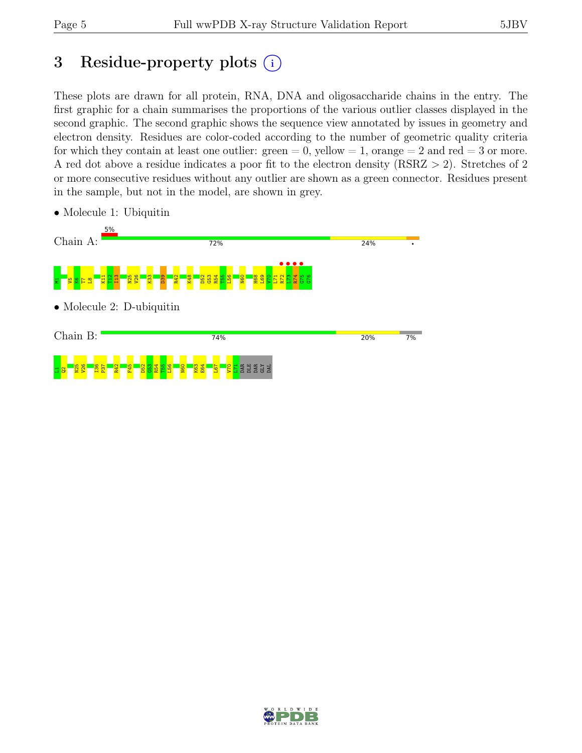# 3 Residue-property plots

These plots are drawn for all protein, RNA, DNA and oligosaccharide chains in the entry. The first graphic for a chain summarises the proportions of the various outlier classes displayed in the second graphic. The second graphic shows the sequence view annotated by issues in geometry and electron density. Residues are color-coded according to the number of geometric quality criteria for which they contain at least one outlier: green = 0, yellow = 1, orange = 2 and red = 3 or more. A red dot above a residue indicates a poor fit to the electron density (RSRZ > 2). Stretches of 2 or more consecutive residues without any outlier are shown as a green connector. Residues present in the sample, but not in the model, are shown in grey.

- Molecule 1: Ubiquitin

Chain A: 5% | 72% | 24% | •

M1 V5 K6 T7 L8 K11 T12 I13 N25 V26 K33 D39 R42 K48 D52 G53 R54 T55 L56 N60 H68 L69 V70 L71 R72 L73 R74 G75 G76

- Molecule 2: D-ubiquitin

Chain B: 74% | 20% | 7%

L1 Q2 N25 V26 I36 P37 R42 F45 D52 G53 R54 T55 L56 N60 K63 E64 L67 V70 L71 DAR DLE DAR GLY DAL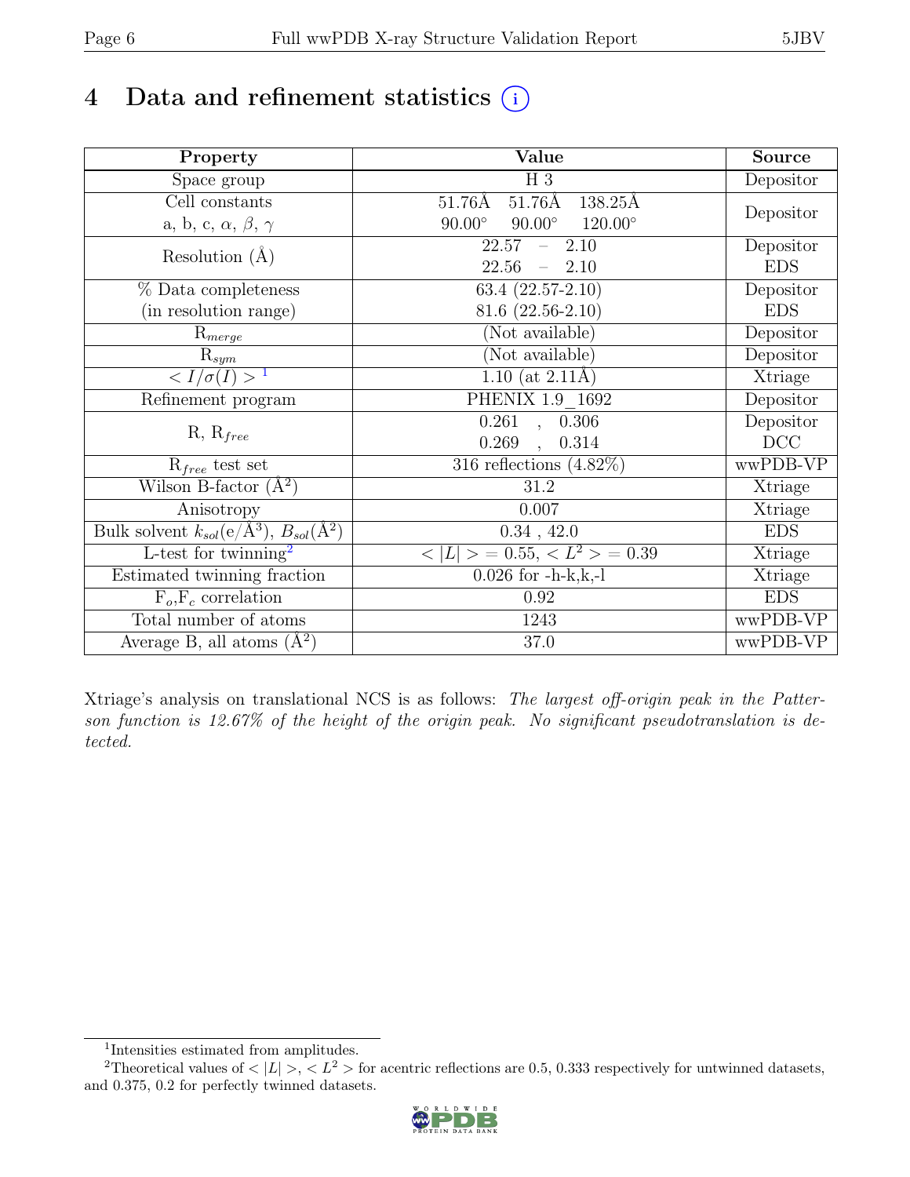# 4 Data and refinement statistics

| Property | Value | Source |
|---|---|---|
| Space group | H 3 | Depositor |
| Cell constants<br>a, b, c, $\alpha$, $\beta$, $\gamma$ | 51.76Å 51.76Å 138.25Å<br>90.00° 90.00° 120.00° | Depositor |
| Resolution (Å) | 22.57 – 2.10<br>22.56 – 2.10 | Depositor<br>EDS |
| % Data completeness<br>(in resolution range) | 63.4 (22.57-2.10)<br>81.6 (22.56-2.10) | Depositor<br>EDS |
| $R_{merge}$ | (Not available) | Depositor |
| $R_{sym}$ | (Not available) | Depositor |
| $< I/\sigma(I) >$ [1] | 1.10 (at 2.11Å) | Xtriage |
| Refinement program | PHENIX 1.9_1692 | Depositor |
| R, $R_{free}$ | 0.261 , 0.306<br>0.269 , 0.314 | Depositor<br>DCC |
| $R_{free}$ test set | 316 reflections (4.82%) | wwPDB-VP |
| Wilson B-factor (Å$^2$) | 31.2 | Xtriage |
| Anisotropy | 0.007 | Xtriage |
| Bulk solvent $k_{sol}$(e/Å$^3$), $B_{sol}$(Å$^2$) | 0.34 , 42.0 | EDS |
| L-test for twinning[2] | $< \lvert L \rvert > = 0.55$, $< L^2 > = 0.39$ | Xtriage |
| Estimated twinning fraction | 0.026 for -h-k,k,-l | Xtriage |
| $F_o$,$F_c$ correlation | 0.92 | EDS |
| Total number of atoms | 1243 | wwPDB-VP |
| Average B, all atoms (Å$^2$) | 37.0 | wwPDB-VP |

Xtriage's analysis on translational NCS is as follows: *The largest off-origin peak in the Patterson function is 12.67% of the height of the origin peak. No significant pseudotranslation is detected.*

[1] Intensities estimated from amplitudes.

[2] Theoretical values of $< \lvert L \rvert >$, $< L^2 >$ for acentric reflections are 0.5, 0.333 respectively for untwinned datasets, and 0.375, 0.2 for perfectly twinned datasets.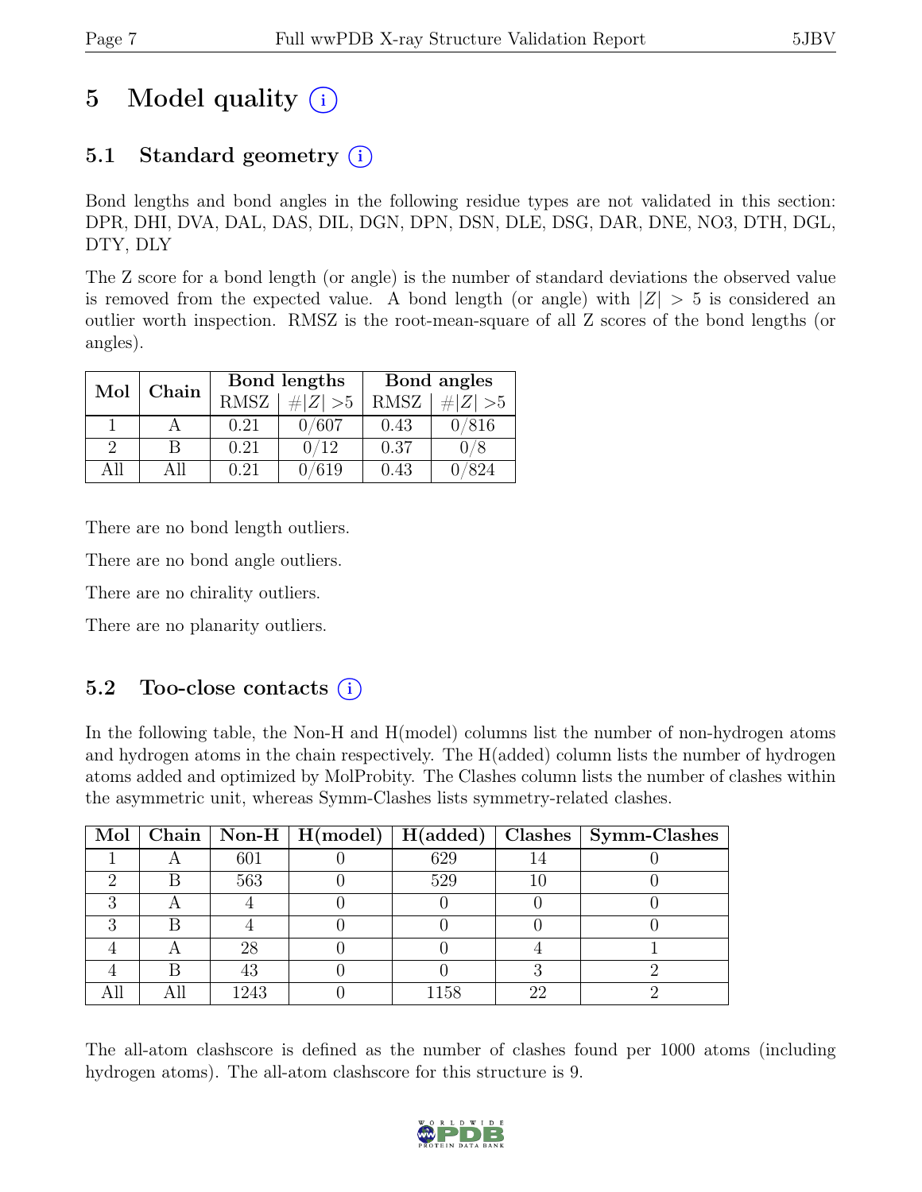# 5 Model quality

## 5.1 Standard geometry

Bond lengths and bond angles in the following residue types are not validated in this section: DPR, DHI, DVA, DAL, DAS, DIL, DGN, DPN, DSN, DLE, DSG, DAR, DNE, NO3, DTH, DGL, DTY, DLY

The Z score for a bond length (or angle) is the number of standard deviations the observed value is removed from the expected value. A bond length (or angle) with $|Z| > 5$ is considered an outlier worth inspection. RMSZ is the root-mean-square of all Z scores of the bond lengths (or angles).

| Mol | Chain | Bond lengths | | Bond angles | |
|---|---|---|---|---|---|
| | | RMSZ | #$\|Z\|$ >5 | RMSZ | #$\|Z\|$ >5 |
| 1 | A | 0.21 | 0/607 | 0.43 | 0/816 |
| 2 | B | 0.21 | 0/12 | 0.37 | 0/8 |
| All | All | 0.21 | 0/619 | 0.43 | 0/824 |

There are no bond length outliers.

There are no bond angle outliers.

There are no chirality outliers.

There are no planarity outliers.

## 5.2 Too-close contacts

In the following table, the Non-H and H(model) columns list the number of non-hydrogen atoms and hydrogen atoms in the chain respectively. The H(added) column lists the number of hydrogen atoms added and optimized by MolProbity. The Clashes column lists the number of clashes within the asymmetric unit, whereas Symm-Clashes lists symmetry-related clashes.

| Mol | Chain | Non-H | H(model) | H(added) | Clashes | Symm-Clashes |
|---|---|---|---|---|---|---|
| 1 | A | 601 | 0 | 629 | 14 | 0 |
| 2 | B | 563 | 0 | 529 | 10 | 0 |
| 3 | A | 4 | 0 | 0 | 0 | 0 |
| 3 | B | 4 | 0 | 0 | 0 | 0 |
| 4 | A | 28 | 0 | 0 | 4 | 1 |
| 4 | B | 43 | 0 | 0 | 3 | 2 |
| All | All | 1243 | 0 | 1158 | 22 | 2 |

The all-atom clashscore is defined as the number of clashes found per 1000 atoms (including hydrogen atoms). The all-atom clashscore for this structure is 9.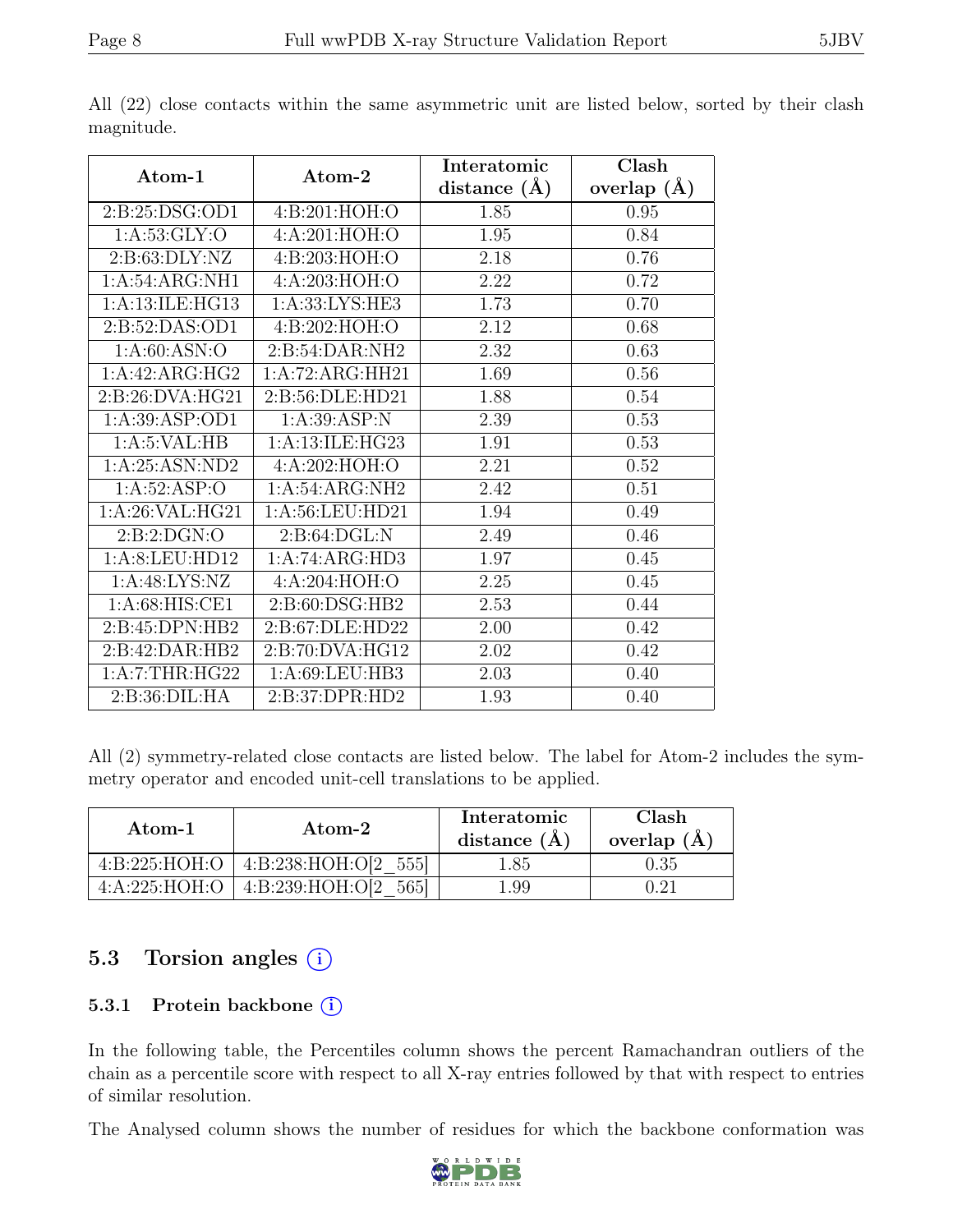All (22) close contacts within the same asymmetric unit are listed below, sorted by their clash magnitude.

| Atom-1 | Atom-2 | Interatomic distance (Å) | Clash overlap (Å) |
|---|---|---|---|
| 2:B:25:DSG:OD1 | 4:B:201:HOH:O | 1.85 | 0.95 |
| 1:A:53:GLY:O | 4:A:201:HOH:O | 1.95 | 0.84 |
| 2:B:63:DLY:NZ | 4:B:203:HOH:O | 2.18 | 0.76 |
| 1:A:54:ARG:NH1 | 4:A:203:HOH:O | 2.22 | 0.72 |
| 1:A:13:ILE:HG13 | 1:A:33:LYS:HE3 | 1.73 | 0.70 |
| 2:B:52:DAS:OD1 | 4:B:202:HOH:O | 2.12 | 0.68 |
| 1:A:60:ASN:O | 2:B:54:DAR:NH2 | 2.32 | 0.63 |
| 1:A:42:ARG:HG2 | 1:A:72:ARG:HH21 | 1.69 | 0.56 |
| 2:B:26:DVA:HG21 | 2:B:56:DLE:HD21 | 1.88 | 0.54 |
| 1:A:39:ASP:OD1 | 1:A:39:ASP:N | 2.39 | 0.53 |
| 1:A:5:VAL:HB | 1:A:13:ILE:HG23 | 1.91 | 0.53 |
| 1:A:25:ASN:ND2 | 4:A:202:HOH:O | 2.21 | 0.52 |
| 1:A:52:ASP:O | 1:A:54:ARG:NH2 | 2.42 | 0.51 |
| 1:A:26:VAL:HG21 | 1:A:56:LEU:HD21 | 1.94 | 0.49 |
| 2:B:2:DGN:O | 2:B:64:DGL:N | 2.49 | 0.46 |
| 1:A:8:LEU:HD12 | 1:A:74:ARG:HD3 | 1.97 | 0.45 |
| 1:A:48:LYS:NZ | 4:A:204:HOH:O | 2.25 | 0.45 |
| 1:A:68:HIS:CE1 | 2:B:60:DSG:HB2 | 2.53 | 0.44 |
| 2:B:45:DPN:HB2 | 2:B:67:DLE:HD22 | 2.00 | 0.42 |
| 2:B:42:DAR:HB2 | 2:B:70:DVA:HG12 | 2.02 | 0.42 |
| 1:A:7:THR:HG22 | 1:A:69:LEU:HB3 | 2.03 | 0.40 |
| 2:B:36:DIL:HA | 2:B:37:DPR:HD2 | 1.93 | 0.40 |

All (2) symmetry-related close contacts are listed below. The label for Atom-2 includes the symmetry operator and encoded unit-cell translations to be applied.

| Atom-1 | Atom-2 | Interatomic distance (Å) | Clash overlap (Å) |
|---|---|---|---|
| 4:B:225:HOH:O | 4:B:238:HOH:O[2_555] | 1.85 | 0.35 |
| 4:A:225:HOH:O | 4:B:239:HOH:O[2_565] | 1.99 | 0.21 |

## 5.3 Torsion angles (i)

### 5.3.1 Protein backbone (i)

In the following table, the Percentiles column shows the percent Ramachandran outliers of the chain as a percentile score with respect to all X-ray entries followed by that with respect to entries of similar resolution.

The Analysed column shows the number of residues for which the backbone conformation was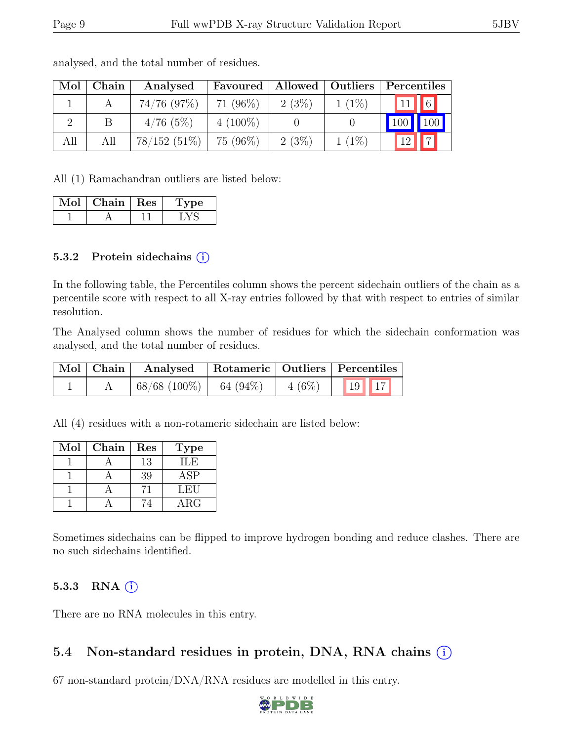analysed, and the total number of residues.

| Mol | Chain | Analysed | Favoured | Allowed | Outliers | Percentiles | |
|---|---|---|---|---|---|---|---|
| 1 | A | 74/76 (97%) | 71 (96%) | 2 (3%) | 1 (1%) | 11 | 6 |
| 2 | B | 4/76 (5%) | 4 (100%) | 0 | 0 | 100 | 100 |
| All | All | 78/152 (51%) | 75 (96%) | 2 (3%) | 1 (1%) | 12 | 7 |

All (1) Ramachandran outliers are listed below:

| Mol | Chain | Res | Type |
|---|---|---|---|
| 1 | A | 11 | LYS |

### 5.3.2 Protein sidechains (i)

In the following table, the Percentiles column shows the percent sidechain outliers of the chain as a percentile score with respect to all X-ray entries followed by that with respect to entries of similar resolution.

The Analysed column shows the number of residues for which the sidechain conformation was analysed, and the total number of residues.

| Mol | Chain | Analysed | Rotameric | Outliers | Percentiles | |
|---|---|---|---|---|---|---|
| 1 | A | 68/68 (100%) | 64 (94%) | 4 (6%) | 19 | 17 |

All (4) residues with a non-rotameric sidechain are listed below:

| Mol | Chain | Res | Type |
|---|---|---|---|
| 1 | A | 13 | ILE |
| 1 | A | 39 | ASP |
| 1 | A | 71 | LEU |
| 1 | A | 74 | ARG |

Sometimes sidechains can be flipped to improve hydrogen bonding and reduce clashes. There are no such sidechains identified.

### 5.3.3 RNA (i)

There are no RNA molecules in this entry.

## 5.4 Non-standard residues in protein, DNA, RNA chains (i)

67 non-standard protein/DNA/RNA residues are modelled in this entry.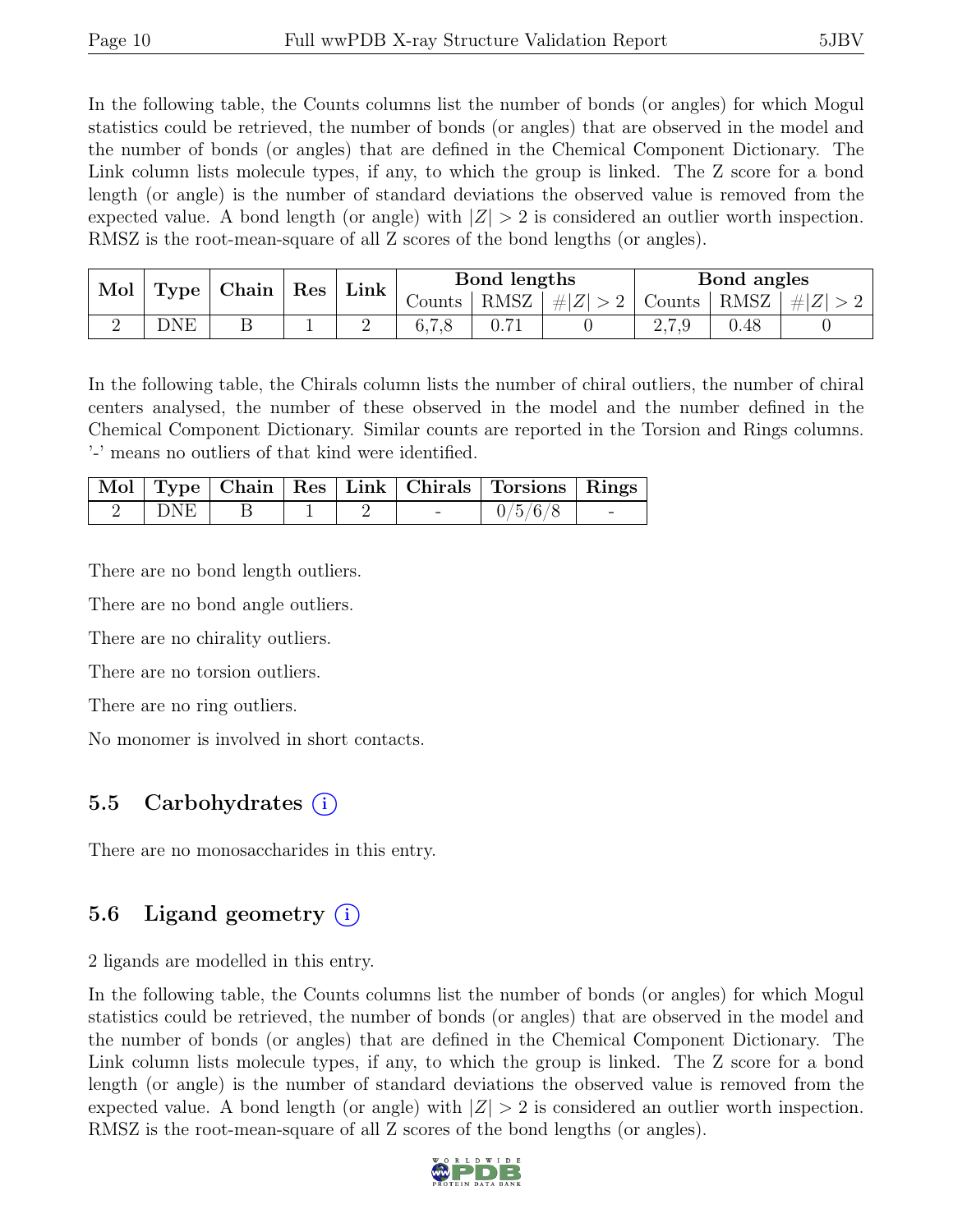In the following table, the Counts columns list the number of bonds (or angles) for which Mogul statistics could be retrieved, the number of bonds (or angles) that are observed in the model and the number of bonds (or angles) that are defined in the Chemical Component Dictionary. The Link column lists molecule types, if any, to which the group is linked. The Z score for a bond length (or angle) is the number of standard deviations the observed value is removed from the expected value. A bond length (or angle) with $|Z| > 2$ is considered an outlier worth inspection. RMSZ is the root-mean-square of all Z scores of the bond lengths (or angles).

| Mol | Type | Chain | Res | Link | Bond lengths | | | Bond angles | | |
|---|---|---|---|---|---|---|---|---|---|---|
| | | | | | Counts | RMSZ | $\#\|Z\| > 2$ | Counts | RMSZ | $\#\|Z\| > 2$ |
| 2 | DNE | B | 1 | 2 | 6,7,8 | 0.71 | 0 | 2,7,9 | 0.48 | 0 |

In the following table, the Chirals column lists the number of chiral outliers, the number of chiral centers analysed, the number of these observed in the model and the number defined in the Chemical Component Dictionary. Similar counts are reported in the Torsion and Rings columns. '-' means no outliers of that kind were identified.

| Mol | Type | Chain | Res | Link | Chirals | Torsions | Rings |
|---|---|---|---|---|---|---|---|
| 2 | DNE | B | 1 | 2 | - | 0/5/6/8 | - |

There are no bond length outliers.

There are no bond angle outliers.

There are no chirality outliers.

There are no torsion outliers.

There are no ring outliers.

No monomer is involved in short contacts.

## 5.5 Carbohydrates (i)

There are no monosaccharides in this entry.

## 5.6 Ligand geometry (i)

2 ligands are modelled in this entry.

In the following table, the Counts columns list the number of bonds (or angles) for which Mogul statistics could be retrieved, the number of bonds (or angles) that are observed in the model and the number of bonds (or angles) that are defined in the Chemical Component Dictionary. The Link column lists molecule types, if any, to which the group is linked. The Z score for a bond length (or angle) is the number of standard deviations the observed value is removed from the expected value. A bond length (or angle) with $|Z| > 2$ is considered an outlier worth inspection. RMSZ is the root-mean-square of all Z scores of the bond lengths (or angles).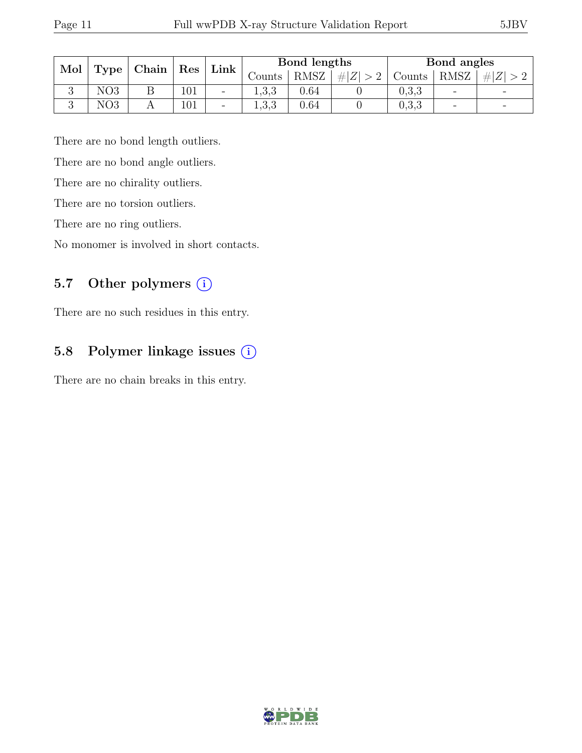| Mol | Type | Chain | Res | Link | Bond lengths | | | Bond angles | | |
|---|---|---|---|---|---|---|---|---|---|---|
| | | | | | Counts | RMSZ | $\#\|Z\| > 2$ | Counts | RMSZ | $\#\|Z\| > 2$ |
| 3 | NO3 | B | 101 | - | 1,3,3 | 0.64 | 0 | 0,3,3 | - | - |
| 3 | NO3 | A | 101 | - | 1,3,3 | 0.64 | 0 | 0,3,3 | - | - |

There are no bond length outliers.

There are no bond angle outliers.

There are no chirality outliers.

There are no torsion outliers.

There are no ring outliers.

No monomer is involved in short contacts.

## 5.7 Other polymers (i)

There are no such residues in this entry.

## 5.8 Polymer linkage issues (i)

There are no chain breaks in this entry.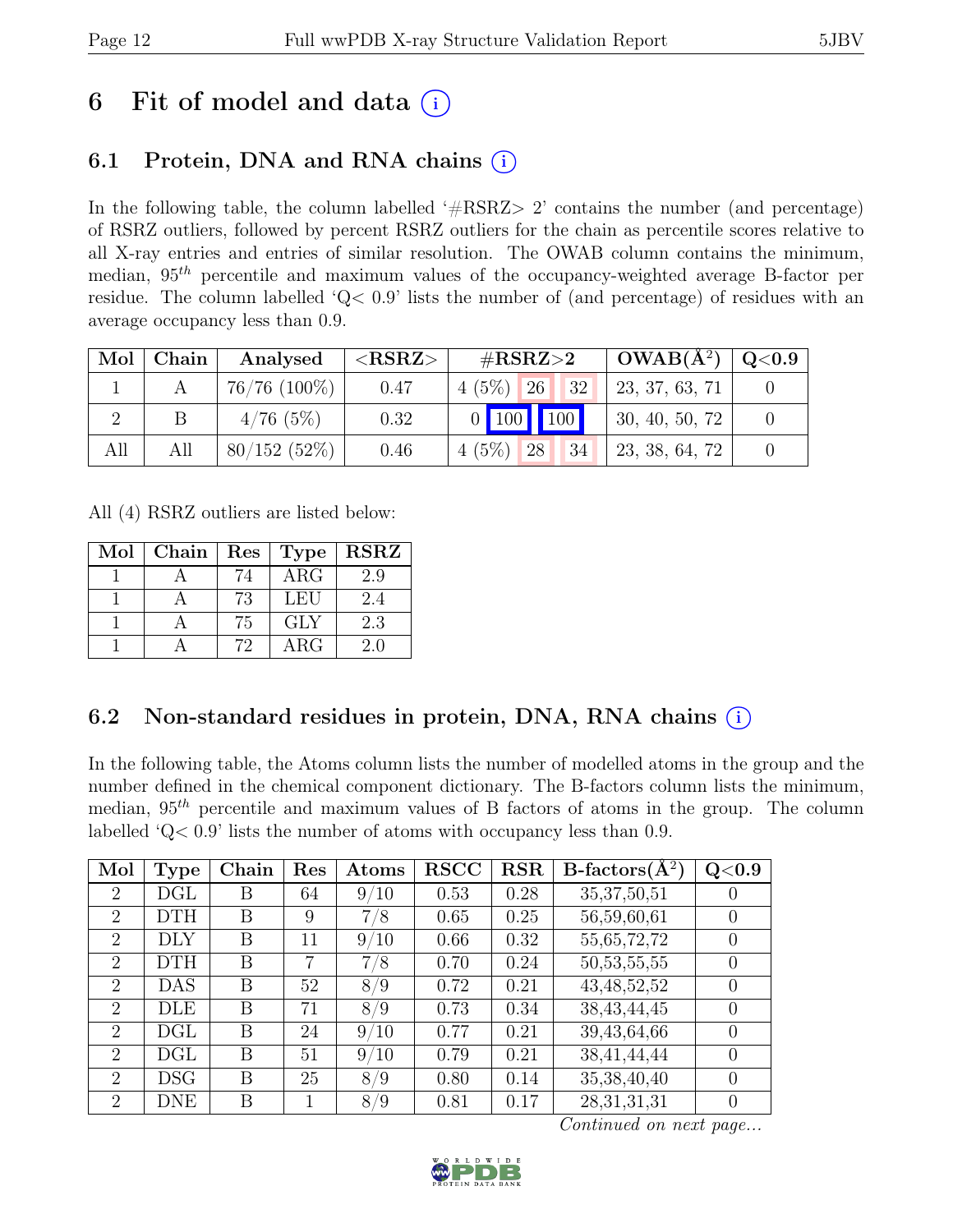# 6 Fit of model and data ⓘ

## 6.1 Protein, DNA and RNA chains ⓘ

In the following table, the column labelled '#RSRZ> 2' contains the number (and percentage) of RSRZ outliers, followed by percent RSRZ outliers for the chain as percentile scores relative to all X-ray entries and entries of similar resolution. The OWAB column contains the minimum, median, $95^{th}$ percentile and maximum values of the occupancy-weighted average B-factor per residue. The column labelled 'Q< 0.9' lists the number of (and percentage) of residues with an average occupancy less than 0.9.

| Mol | Chain | Analysed | <RSRZ> | #RSRZ>2 | | | OWAB(Å$^2$) | Q<0.9 |
|---|---|---|---|---|---|---|---|---|
| 1 | A | 76/76 (100%) | 0.47 | 4 (5%) | 26 | 32 | 23, 37, 63, 71 | 0 |
| 2 | B | 4/76 (5%) | 0.32 | 0 | 100 | 100 | 30, 40, 50, 72 | 0 |
| All | All | 80/152 (52%) | 0.46 | 4 (5%) | 28 | 34 | 23, 38, 64, 72 | 0 |

All (4) RSRZ outliers are listed below:

| Mol | Chain | Res | Type | RSRZ |
|---|---|---|---|---|
| 1 | A | 74 | ARG | 2.9 |
| 1 | A | 73 | LEU | 2.4 |
| 1 | A | 75 | GLY | 2.3 |
| 1 | A | 72 | ARG | 2.0 |

## 6.2 Non-standard residues in protein, DNA, RNA chains ⓘ

In the following table, the Atoms column lists the number of modelled atoms in the group and the number defined in the chemical component dictionary. The B-factors column lists the minimum, median, $95^{th}$ percentile and maximum values of B factors of atoms in the group. The column labelled 'Q< 0.9' lists the number of atoms with occupancy less than 0.9.

| Mol | Type | Chain | Res | Atoms | RSCC | RSR | B-factors(Å$^2$) | Q<0.9 |
|---|---|---|---|---|---|---|---|---|
| 2 | DGL | B | 64 | 9/10 | 0.53 | 0.28 | 35,37,50,51 | 0 |
| 2 | DTH | B | 9 | 7/8 | 0.65 | 0.25 | 56,59,60,61 | 0 |
| 2 | DLY | B | 11 | 9/10 | 0.66 | 0.32 | 55,65,72,72 | 0 |
| 2 | DTH | B | 7 | 7/8 | 0.70 | 0.24 | 50,53,55,55 | 0 |
| 2 | DAS | B | 52 | 8/9 | 0.72 | 0.21 | 43,48,52,52 | 0 |
| 2 | DLE | B | 71 | 8/9 | 0.73 | 0.34 | 38,43,44,45 | 0 |
| 2 | DGL | B | 24 | 9/10 | 0.77 | 0.21 | 39,43,64,66 | 0 |
| 2 | DGL | B | 51 | 9/10 | 0.79 | 0.21 | 38,41,44,44 | 0 |
| 2 | DSG | B | 25 | 8/9 | 0.80 | 0.14 | 35,38,40,40 | 0 |
| 2 | DNE | B | 1 | 8/9 | 0.81 | 0.17 | 28,31,31,31 | 0 |

*Continued on next page...*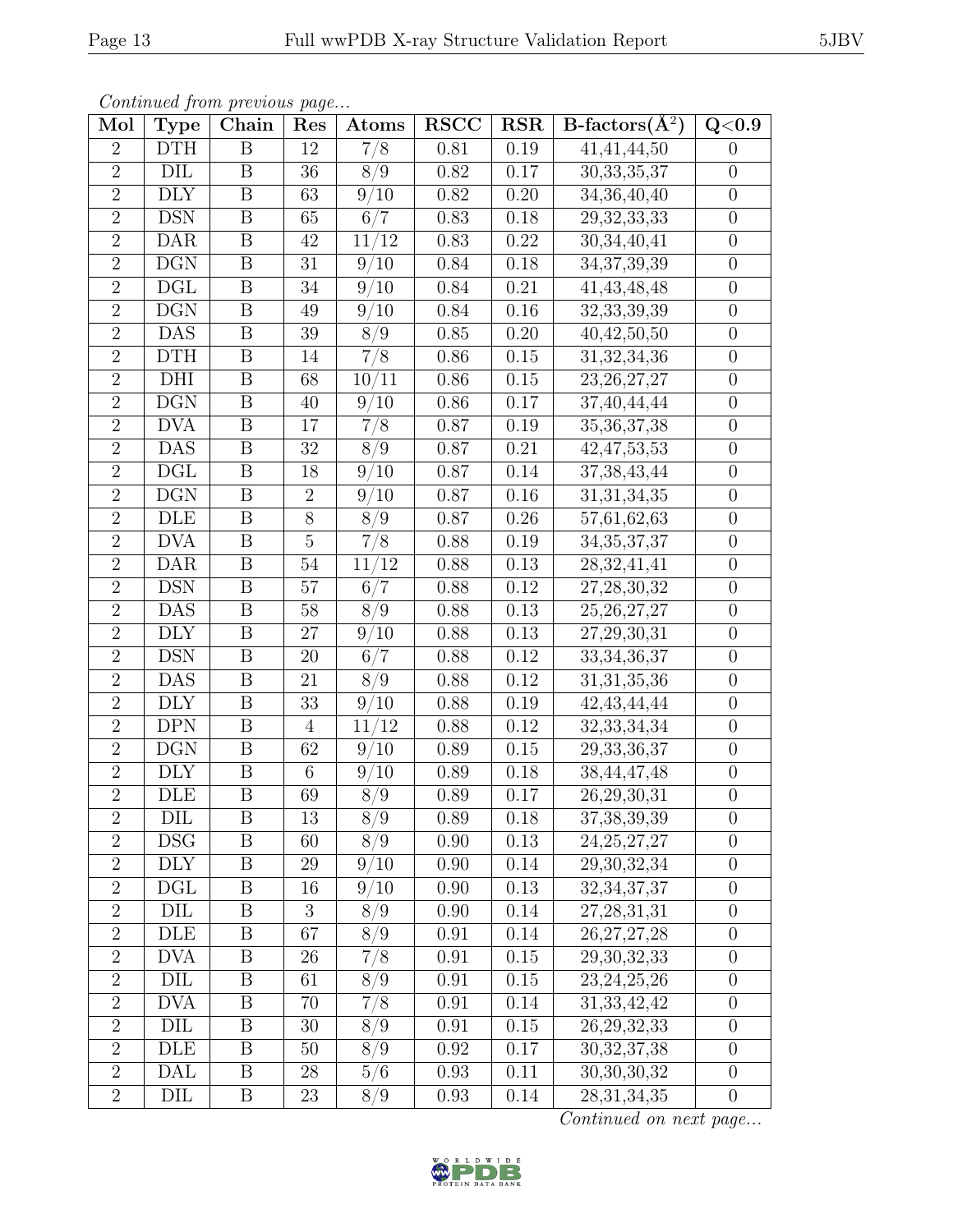*Continued from previous page...*

| Mol | Type | Chain | Res | Atoms | RSCC | RSR | B-factors($Å^2$) | Q<0.9 |
|---|---|---|---|---|---|---|---|---|
| 2 | DTH | B | 12 | 7/8 | 0.81 | 0.19 | 41,41,44,50 | 0 |
| 2 | DIL | B | 36 | 8/9 | 0.82 | 0.17 | 30,33,35,37 | 0 |
| 2 | DLY | B | 63 | 9/10 | 0.82 | 0.20 | 34,36,40,40 | 0 |
| 2 | DSN | B | 65 | 6/7 | 0.83 | 0.18 | 29,32,33,33 | 0 |
| 2 | DAR | B | 42 | 11/12 | 0.83 | 0.22 | 30,34,40,41 | 0 |
| 2 | DGN | B | 31 | 9/10 | 0.84 | 0.18 | 34,37,39,39 | 0 |
| 2 | DGL | B | 34 | 9/10 | 0.84 | 0.21 | 41,43,48,48 | 0 |
| 2 | DGN | B | 49 | 9/10 | 0.84 | 0.16 | 32,33,39,39 | 0 |
| 2 | DAS | B | 39 | 8/9 | 0.85 | 0.20 | 40,42,50,50 | 0 |
| 2 | DTH | B | 14 | 7/8 | 0.86 | 0.15 | 31,32,34,36 | 0 |
| 2 | DHI | B | 68 | 10/11 | 0.86 | 0.15 | 23,26,27,27 | 0 |
| 2 | DGN | B | 40 | 9/10 | 0.86 | 0.17 | 37,40,44,44 | 0 |
| 2 | DVA | B | 17 | 7/8 | 0.87 | 0.19 | 35,36,37,38 | 0 |
| 2 | DAS | B | 32 | 8/9 | 0.87 | 0.21 | 42,47,53,53 | 0 |
| 2 | DGL | B | 18 | 9/10 | 0.87 | 0.14 | 37,38,43,44 | 0 |
| 2 | DGN | B | 2 | 9/10 | 0.87 | 0.16 | 31,31,34,35 | 0 |
| 2 | DLE | B | 8 | 8/9 | 0.87 | 0.26 | 57,61,62,63 | 0 |
| 2 | DVA | B | 5 | 7/8 | 0.88 | 0.19 | 34,35,37,37 | 0 |
| 2 | DAR | B | 54 | 11/12 | 0.88 | 0.13 | 28,32,41,41 | 0 |
| 2 | DSN | B | 57 | 6/7 | 0.88 | 0.12 | 27,28,30,32 | 0 |
| 2 | DAS | B | 58 | 8/9 | 0.88 | 0.13 | 25,26,27,27 | 0 |
| 2 | DLY | B | 27 | 9/10 | 0.88 | 0.13 | 27,29,30,31 | 0 |
| 2 | DSN | B | 20 | 6/7 | 0.88 | 0.12 | 33,34,36,37 | 0 |
| 2 | DAS | B | 21 | 8/9 | 0.88 | 0.12 | 31,31,35,36 | 0 |
| 2 | DLY | B | 33 | 9/10 | 0.88 | 0.19 | 42,43,44,44 | 0 |
| 2 | DPN | B | 4 | 11/12 | 0.88 | 0.12 | 32,33,34,34 | 0 |
| 2 | DGN | B | 62 | 9/10 | 0.89 | 0.15 | 29,33,36,37 | 0 |
| 2 | DLY | B | 6 | 9/10 | 0.89 | 0.18 | 38,44,47,48 | 0 |
| 2 | DLE | B | 69 | 8/9 | 0.89 | 0.17 | 26,29,30,31 | 0 |
| 2 | DIL | B | 13 | 8/9 | 0.89 | 0.18 | 37,38,39,39 | 0 |
| 2 | DSG | B | 60 | 8/9 | 0.90 | 0.13 | 24,25,27,27 | 0 |
| 2 | DLY | B | 29 | 9/10 | 0.90 | 0.14 | 29,30,32,34 | 0 |
| 2 | DGL | B | 16 | 9/10 | 0.90 | 0.13 | 32,34,37,37 | 0 |
| 2 | DIL | B | 3 | 8/9 | 0.90 | 0.14 | 27,28,31,31 | 0 |
| 2 | DLE | B | 67 | 8/9 | 0.91 | 0.14 | 26,27,27,28 | 0 |
| 2 | DVA | B | 26 | 7/8 | 0.91 | 0.15 | 29,30,32,33 | 0 |
| 2 | DIL | B | 61 | 8/9 | 0.91 | 0.15 | 23,24,25,26 | 0 |
| 2 | DVA | B | 70 | 7/8 | 0.91 | 0.14 | 31,33,42,42 | 0 |
| 2 | DIL | B | 30 | 8/9 | 0.91 | 0.15 | 26,29,32,33 | 0 |
| 2 | DLE | B | 50 | 8/9 | 0.92 | 0.17 | 30,32,37,38 | 0 |
| 2 | DAL | B | 28 | 5/6 | 0.93 | 0.11 | 30,30,30,32 | 0 |
| 2 | DIL | B | 23 | 8/9 | 0.93 | 0.14 | 28,31,34,35 | 0 |

*Continued on next page...*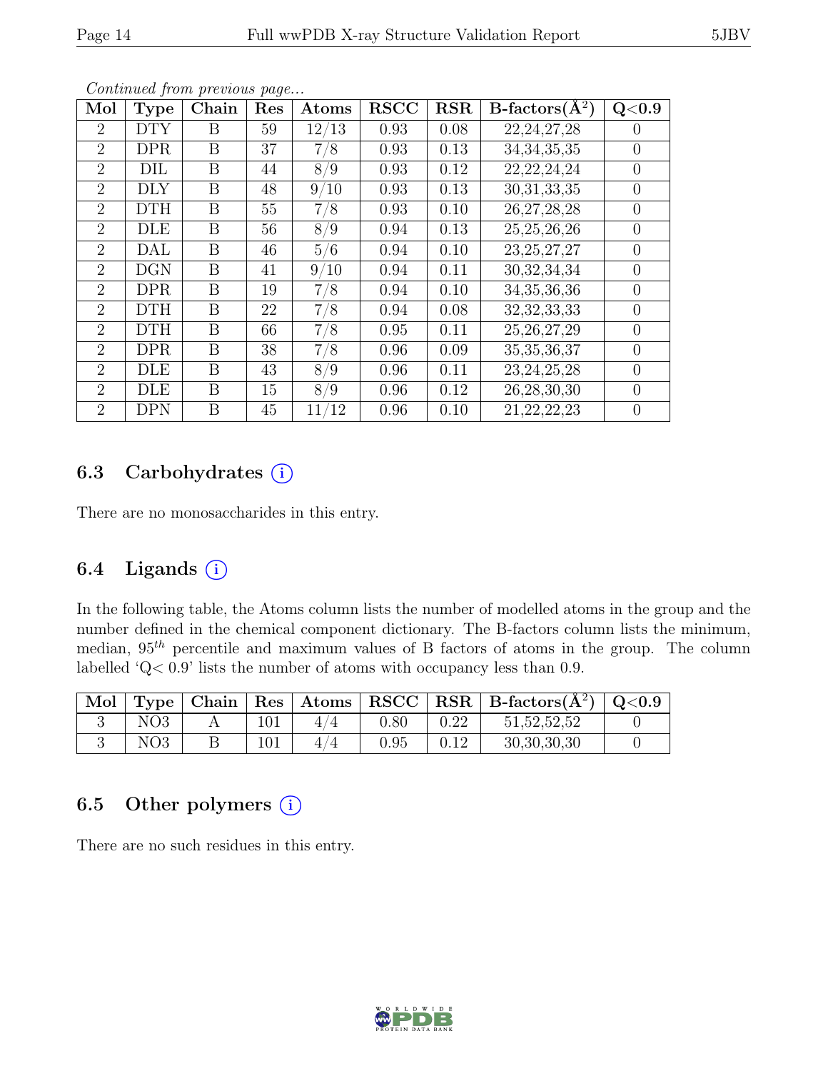*Continued from previous page...*

| Mol | Type | Chain | Res | Atoms | RSCC | RSR | B-factors($Å^2$) | Q<0.9 |
|---|---|---|---|---|---|---|---|---|
| 2 | DTY | B | 59 | 12/13 | 0.93 | 0.08 | 22,24,27,28 | 0 |
| 2 | DPR | B | 37 | 7/8 | 0.93 | 0.13 | 34,34,35,35 | 0 |
| 2 | DIL | B | 44 | 8/9 | 0.93 | 0.12 | 22,22,24,24 | 0 |
| 2 | DLY | B | 48 | 9/10 | 0.93 | 0.13 | 30,31,33,35 | 0 |
| 2 | DTH | B | 55 | 7/8 | 0.93 | 0.10 | 26,27,28,28 | 0 |
| 2 | DLE | B | 56 | 8/9 | 0.94 | 0.13 | 25,25,26,26 | 0 |
| 2 | DAL | B | 46 | 5/6 | 0.94 | 0.10 | 23,25,27,27 | 0 |
| 2 | DGN | B | 41 | 9/10 | 0.94 | 0.11 | 30,32,34,34 | 0 |
| 2 | DPR | B | 19 | 7/8 | 0.94 | 0.10 | 34,35,36,36 | 0 |
| 2 | DTH | B | 22 | 7/8 | 0.94 | 0.08 | 32,32,33,33 | 0 |
| 2 | DTH | B | 66 | 7/8 | 0.95 | 0.11 | 25,26,27,29 | 0 |
| 2 | DPR | B | 38 | 7/8 | 0.96 | 0.09 | 35,35,36,37 | 0 |
| 2 | DLE | B | 43 | 8/9 | 0.96 | 0.11 | 23,24,25,28 | 0 |
| 2 | DLE | B | 15 | 8/9 | 0.96 | 0.12 | 26,28,30,30 | 0 |
| 2 | DPN | B | 45 | 11/12 | 0.96 | 0.10 | 21,22,22,23 | 0 |

## 6.3 Carbohydrates

There are no monosaccharides in this entry.

## 6.4 Ligands

In the following table, the Atoms column lists the number of modelled atoms in the group and the number defined in the chemical component dictionary. The B-factors column lists the minimum, median, $95^{th}$ percentile and maximum values of B factors of atoms in the group. The column labelled 'Q< 0.9' lists the number of atoms with occupancy less than 0.9.

| Mol | Type | Chain | Res | Atoms | RSCC | RSR | B-factors($Å^2$) | Q<0.9 |
|---|---|---|---|---|---|---|---|---|
| 3 | NO3 | A | 101 | 4/4 | 0.80 | 0.22 | 51,52,52,52 | 0 |
| 3 | NO3 | B | 101 | 4/4 | 0.95 | 0.12 | 30,30,30,30 | 0 |

## 6.5 Other polymers

There are no such residues in this entry.